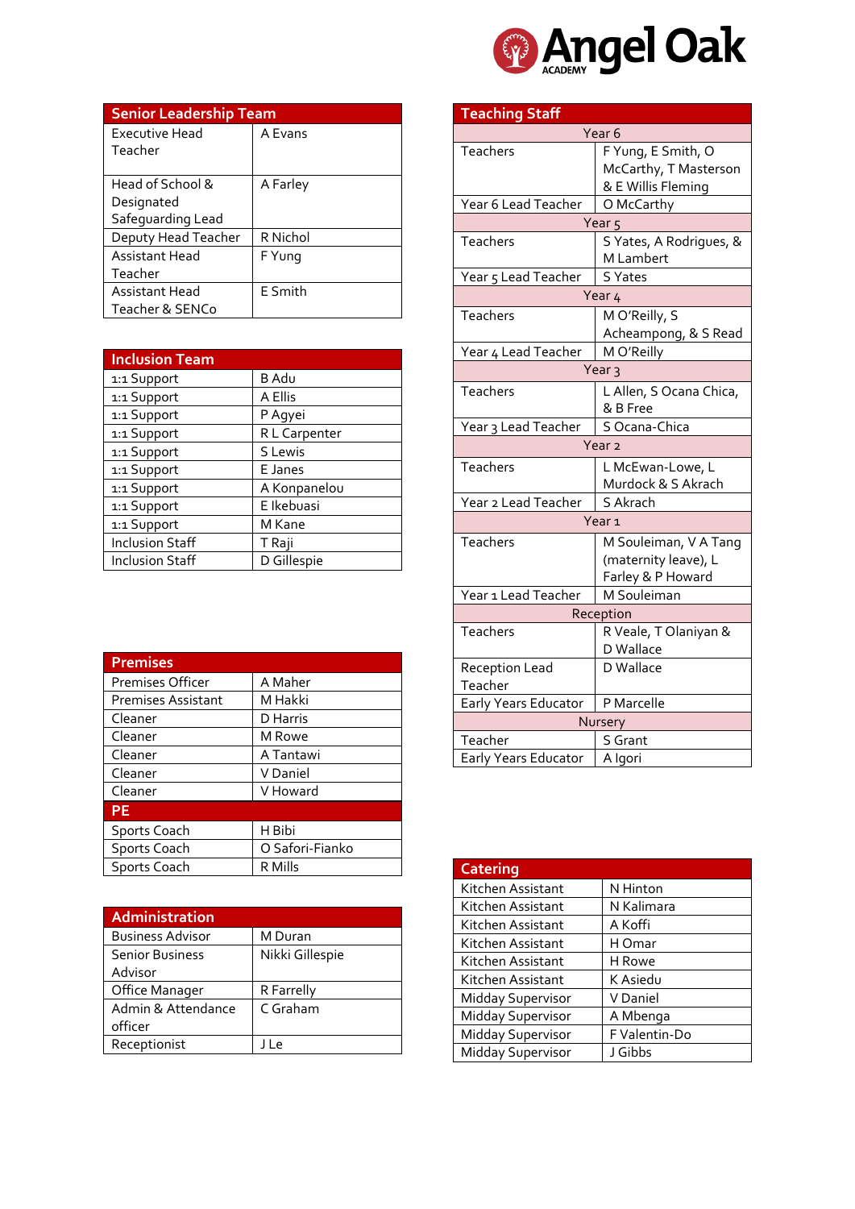# Angel Oak Academy

| Senior Leadership Team | |
|---|---|
| Executive Head Teacher | A Evans |
| Head of School & Designated Safeguarding Lead | A Farley |
| Deputy Head Teacher | R Nichol |
| Assistant Head Teacher | F Yung |
| Assistant Head Teacher & SENCo | E Smith |

| Inclusion Team | |
|---|---|
| 1:1 Support | B Adu |
| 1:1 Support | A Ellis |
| 1:1 Support | P Agyei |
| 1:1 Support | R L Carpenter |
| 1:1 Support | S Lewis |
| 1:1 Support | E Janes |
| 1:1 Support | A Konpanelou |
| 1:1 Support | E Ikebuasi |
| 1:1 Support | M Kane |
| Inclusion Staff | T Raji |
| Inclusion Staff | D Gillespie |

| Premises | |
|---|---|
| Premises Officer | A Maher |
| Premises Assistant | M Hakki |
| Cleaner | D Harris |
| Cleaner | M Rowe |
| Cleaner | A Tantawi |
| Cleaner | V Daniel |
| Cleaner | V Howard |
| **PE** | |
| Sports Coach | H Bibi |
| Sports Coach | O Safori-Fianko |
| Sports Coach | R Mills |

| Administration | |
|---|---|
| Business Advisor | M Duran |
| Senior Business Advisor | Nikki Gillespie |
| Office Manager | R Farrelly |
| Admin & Attendance officer | C Graham |
| Receptionist | J Le |

| Teaching Staff | |
|---|---|
| **Year 6** | |
| Teachers | F Yung, E Smith, O McCarthy, T Masterson & E Willis Fleming |
| Year 6 Lead Teacher | O McCarthy |
| **Year 5** | |
| Teachers | S Yates, A Rodrigues, & M Lambert |
| Year 5 Lead Teacher | S Yates |
| **Year 4** | |
| Teachers | M O'Reilly, S Acheampong, & S Read |
| Year 4 Lead Teacher | M O'Reilly |
| **Year 3** | |
| Teachers | L Allen, S Ocana Chica, & B Free |
| Year 3 Lead Teacher | S Ocana-Chica |
| **Year 2** | |
| Teachers | L McEwan-Lowe, L Murdock & S Akrach |
| Year 2 Lead Teacher | S Akrach |
| **Year 1** | |
| Teachers | M Souleiman, V A Tang (maternity leave), L Farley & P Howard |
| Year 1 Lead Teacher | M Souleiman |
| **Reception** | |
| Teachers | R Veale, T Olaniyan & D Wallace |
| Reception Lead Teacher | D Wallace |
| Early Years Educator | P Marcelle |
| **Nursery** | |
| Teacher | S Grant |
| Early Years Educator | A Igori |

| Catering | |
|---|---|
| Kitchen Assistant | N Hinton |
| Kitchen Assistant | N Kalimara |
| Kitchen Assistant | A Koffi |
| Kitchen Assistant | H Omar |
| Kitchen Assistant | H Rowe |
| Kitchen Assistant | K Asiedu |
| Midday Supervisor | V Daniel |
| Midday Supervisor | A Mbenga |
| Midday Supervisor | F Valentin-Do |
| Midday Supervisor | J Gibbs |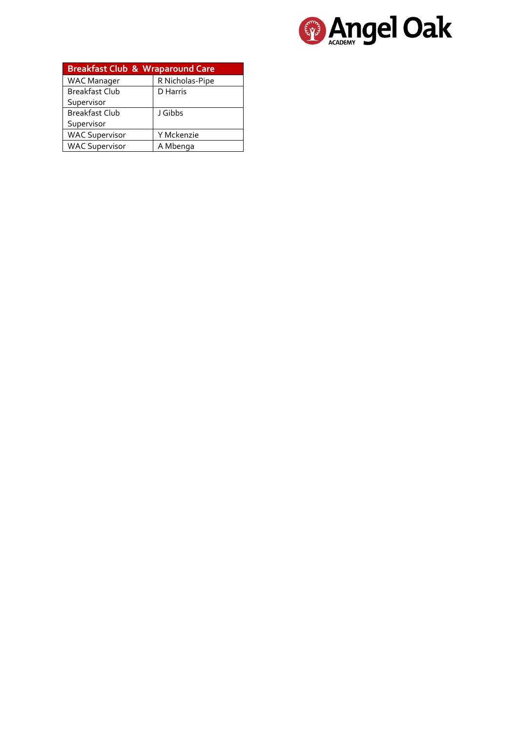| Breakfast Club & Wraparound Care | |
|---|---|
| WAC Manager | R Nicholas-Pipe |
| Breakfast Club Supervisor | D Harris |
| Breakfast Club Supervisor | J Gibbs |
| WAC Supervisor | Y Mckenzie |
| WAC Supervisor | A Mbenga |